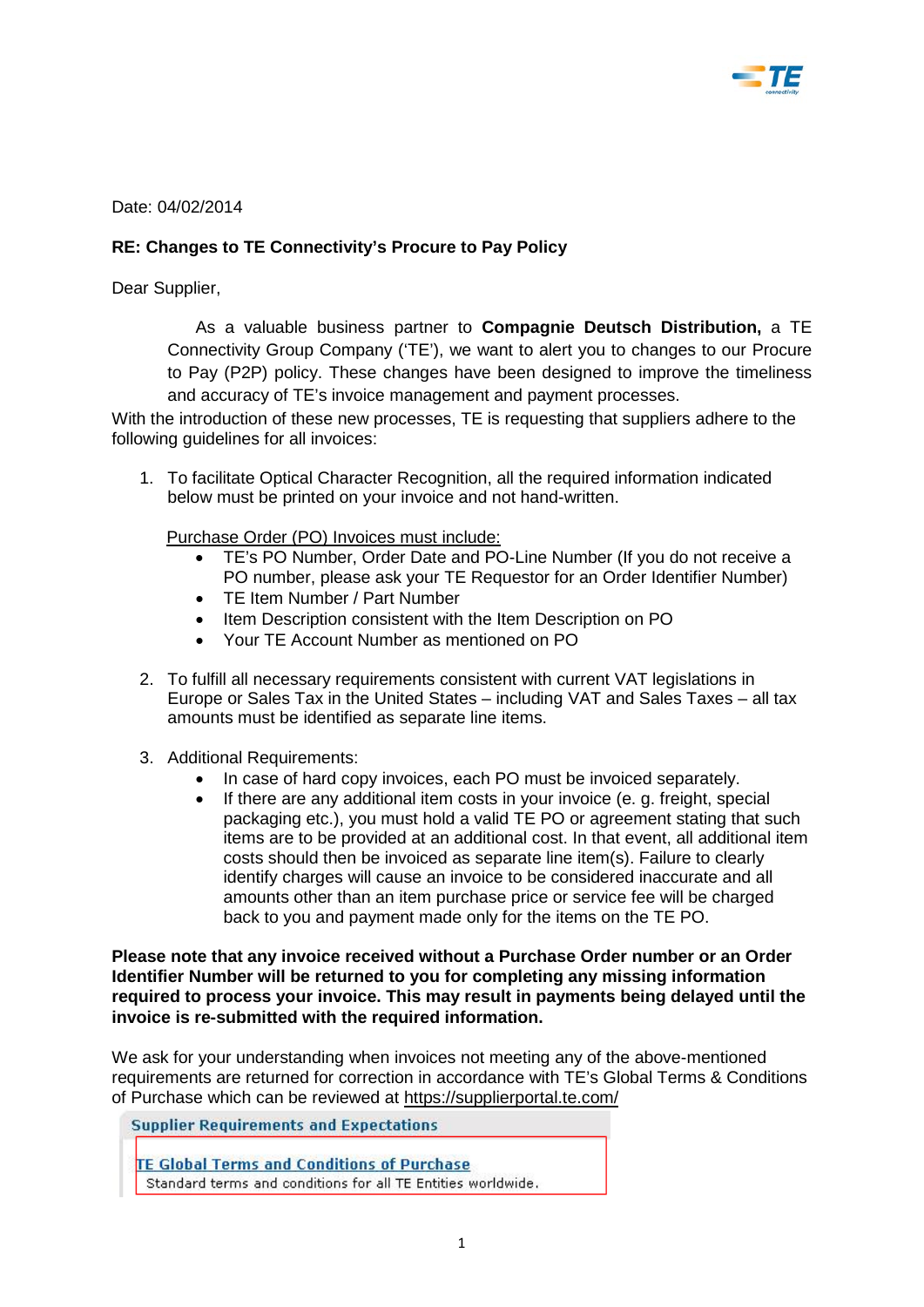Date: 04/02/2014

**RE: Changes to TE Connectivity's Procure to Pay Policy**

Dear Supplier,

As a valuable business partner to **Compagnie Deutsch Distribution,** a TE Connectivity Group Company ('TE'), we want to alert you to changes to our Procure to Pay (P2P) policy. These changes have been designed to improve the timeliness and accuracy of TE's invoice management and payment processes.

With the introduction of these new processes, TE is requesting that suppliers adhere to the following guidelines for all invoices:

1. To facilitate Optical Character Recognition, all the required information indicated below must be printed on your invoice and not hand-written.

   Purchase Order (PO) Invoices must include:

   - TE's PO Number, Order Date and PO-Line Number (If you do not receive a PO number, please ask your TE Requestor for an Order Identifier Number)
   - TE Item Number / Part Number
   - Item Description consistent with the Item Description on PO
   - Your TE Account Number as mentioned on PO

2. To fulfill all necessary requirements consistent with current VAT legislations in Europe or Sales Tax in the United States – including VAT and Sales Taxes – all tax amounts must be identified as separate line items.

3. Additional Requirements:

   - In case of hard copy invoices, each PO must be invoiced separately.
   - If there are any additional item costs in your invoice (e. g. freight, special packaging etc.), you must hold a valid TE PO or agreement stating that such items are to be provided at an additional cost. In that event, all additional item costs should then be invoiced as separate line item(s). Failure to clearly identify charges will cause an invoice to be considered inaccurate and all amounts other than an item purchase price or service fee will be charged back to you and payment made only for the items on the TE PO.

**Please note that any invoice received without a Purchase Order number or an Order Identifier Number will be returned to you for completing any missing information required to process your invoice. This may result in payments being delayed until the invoice is re-submitted with the required information.**

We ask for your understanding when invoices not meeting any of the above-mentioned requirements are returned for correction in accordance with TE's Global Terms & Conditions of Purchase which can be reviewed at https://supplierportal.te.com/

**Supplier Requirements and Expectations**

TE Global Terms and Conditions of Purchase
Standard terms and conditions for all TE Entities worldwide.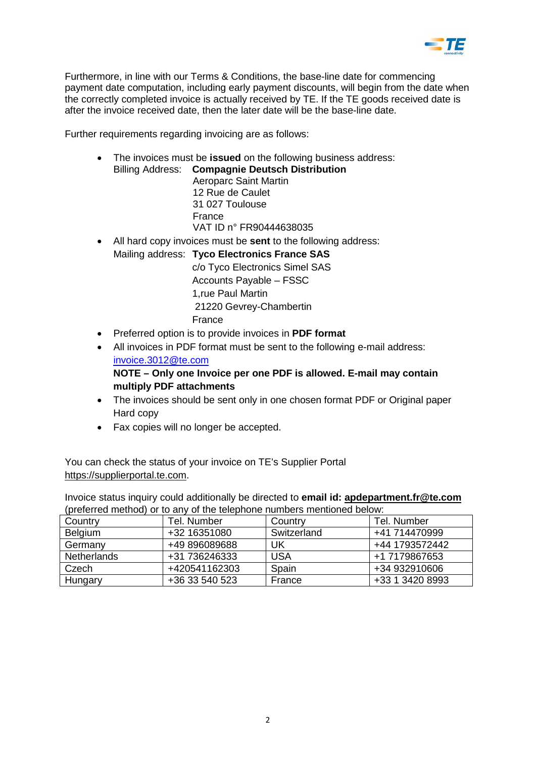Furthermore, in line with our Terms & Conditions, the base-line date for commencing payment date computation, including early payment discounts, will begin from the date when the correctly completed invoice is actually received by TE. If the TE goods received date is after the invoice received date, then the later date will be the base-line date.

Further requirements regarding invoicing are as follows:

- The invoices must be **issued** on the following business address:
  Billing Address: **Compagnie Deutsch Distribution**
  Aeroparc Saint Martin
  12 Rue de Caulet
  31 027 Toulouse
  France
  VAT ID n° FR90444638035
- All hard copy invoices must be **sent** to the following address:
  Mailing address: **Tyco Electronics France SAS**
  c/o Tyco Electronics Simel SAS
  Accounts Payable – FSSC
  1,rue Paul Martin
  21220 Gevrey-Chambertin
  France
- Preferred option is to provide invoices in **PDF format**
- All invoices in PDF format must be sent to the following e-mail address:
  invoice.3012@te.com
  **NOTE – Only one Invoice per one PDF is allowed. E-mail may contain multiply PDF attachments**
- The invoices should be sent only in one chosen format PDF or Original paper Hard copy
- Fax copies will no longer be accepted.

You can check the status of your invoice on TE's Supplier Portal https://supplierportal.te.com.

Invoice status inquiry could additionally be directed to **email id: apdepartment.fr@te.com** (preferred method) or to any of the telephone numbers mentioned below:

| Country | Tel. Number | Country | Tel. Number |
|---|---|---|---|
| Belgium | +32 16351080 | Switzerland | +41 714470999 |
| Germany | +49 896089688 | UK | +44 1793572442 |
| Netherlands | +31 736246333 | USA | +1 7179867653 |
| Czech | +420541162303 | Spain | +34 932910606 |
| Hungary | +36 33 540 523 | France | +33 1 3420 8993 |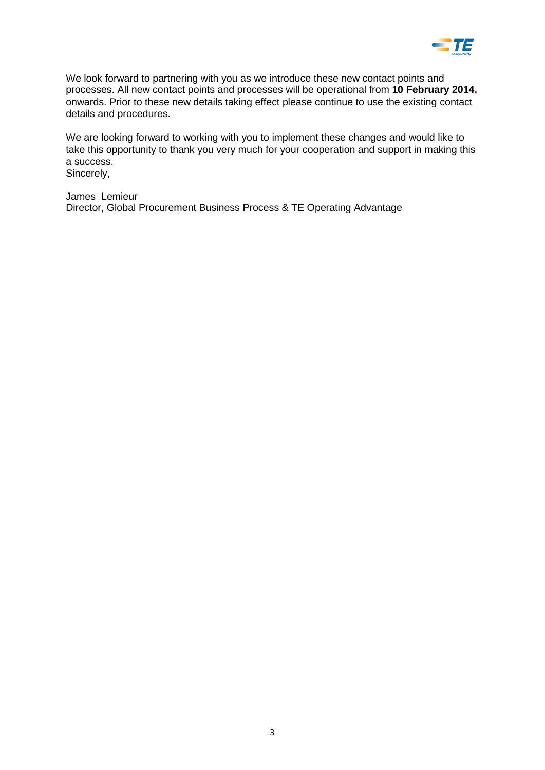We look forward to partnering with you as we introduce these new contact points and processes. All new contact points and processes will be operational from **10 February 2014,** onwards. Prior to these new details taking effect please continue to use the existing contact details and procedures.

We are looking forward to working with you to implement these changes and would like to take this opportunity to thank you very much for your cooperation and support in making this a success.
Sincerely,

James Lemieur
Director, Global Procurement Business Process & TE Operating Advantage